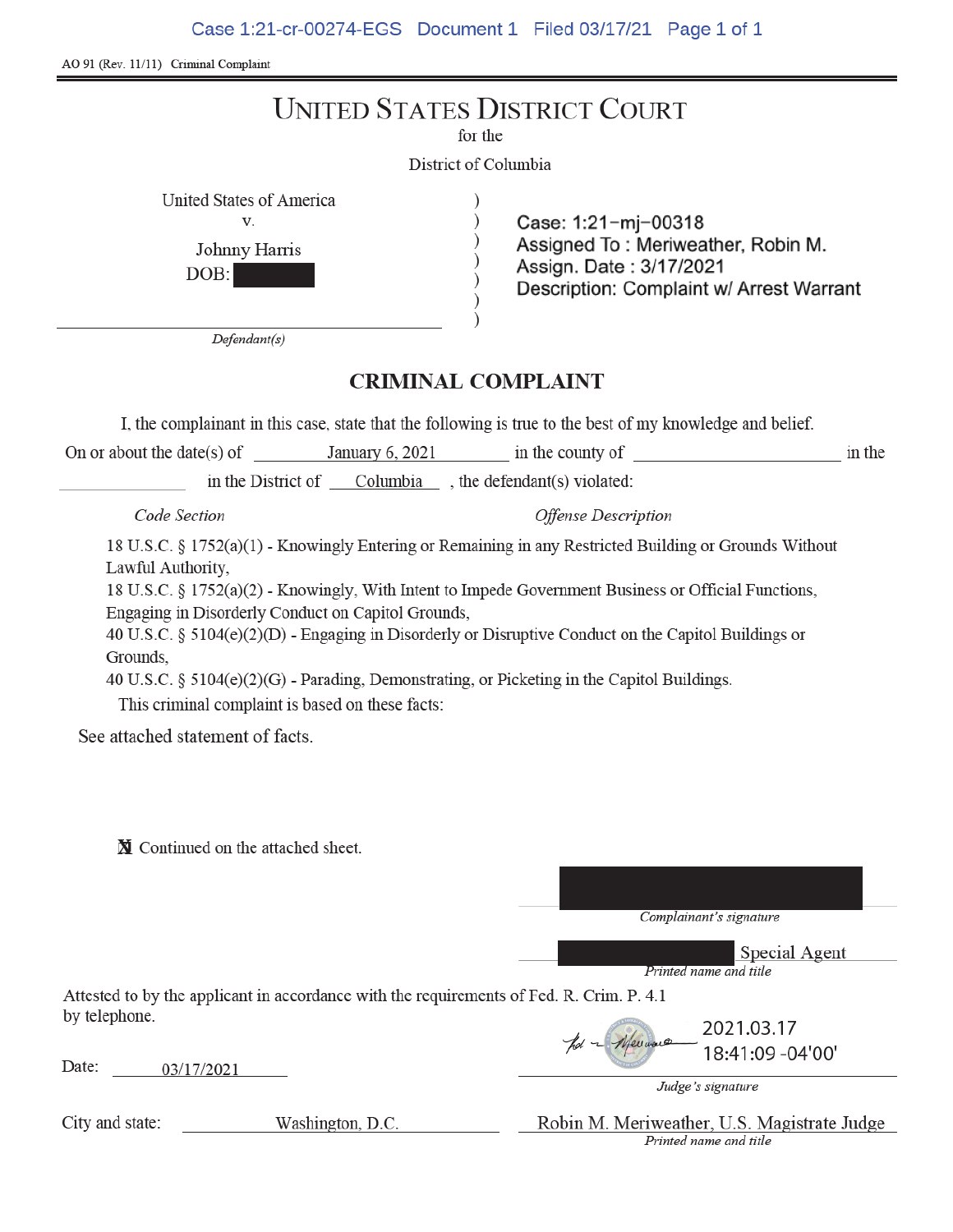AO 91 (Rev. 11/11) Criminal Complaint

# UNITED STATES DISTRICT COURT

for the

District of Columbia

United States of America
v.
Johnny Harris
DOB: [REDACTED]

*Defendant(s)*

Case: 1:21-mj-00318
Assigned To : Meriweather, Robin M.
Assign. Date : 3/17/2021
Description: Complaint w/ Arrest Warrant

## CRIMINAL COMPLAINT

I, the complainant in this case, state that the following is true to the best of my knowledge and belief.

On or about the date(s) of January 6, 2021 in the county of ______ in the ______ in the District of Columbia, the defendant(s) violated:

| *Code Section* | *Offense Description* |
|---|---|

18 U.S.C. § 1752(a)(1) - Knowingly Entering or Remaining in any Restricted Building or Grounds Without Lawful Authority,
18 U.S.C. § 1752(a)(2) - Knowingly, With Intent to Impede Government Business or Official Functions, Engaging in Disorderly Conduct on Capitol Grounds,
40 U.S.C. § 5104(e)(2)(D) - Engaging in Disorderly or Disruptive Conduct on the Capitol Buildings or Grounds,
40 U.S.C. § 5104(e)(2)(G) - Parading, Demonstrating, or Picketing in the Capitol Buildings.

This criminal complaint is based on these facts:

See attached statement of facts.

☒ Continued on the attached sheet.

[REDACTED]
*Complainant's signature*

[REDACTED] Special Agent
*Printed name and title*

Attested to by the applicant in accordance with the requirements of Fed. R. Crim. P. 4.1 by telephone.

Date: 03/17/2021

2021.03.17 18:41:09 -04'00'
*Judge's signature*

City and state: Washington, D.C.

Robin M. Meriweather, U.S. Magistrate Judge
*Printed name and title*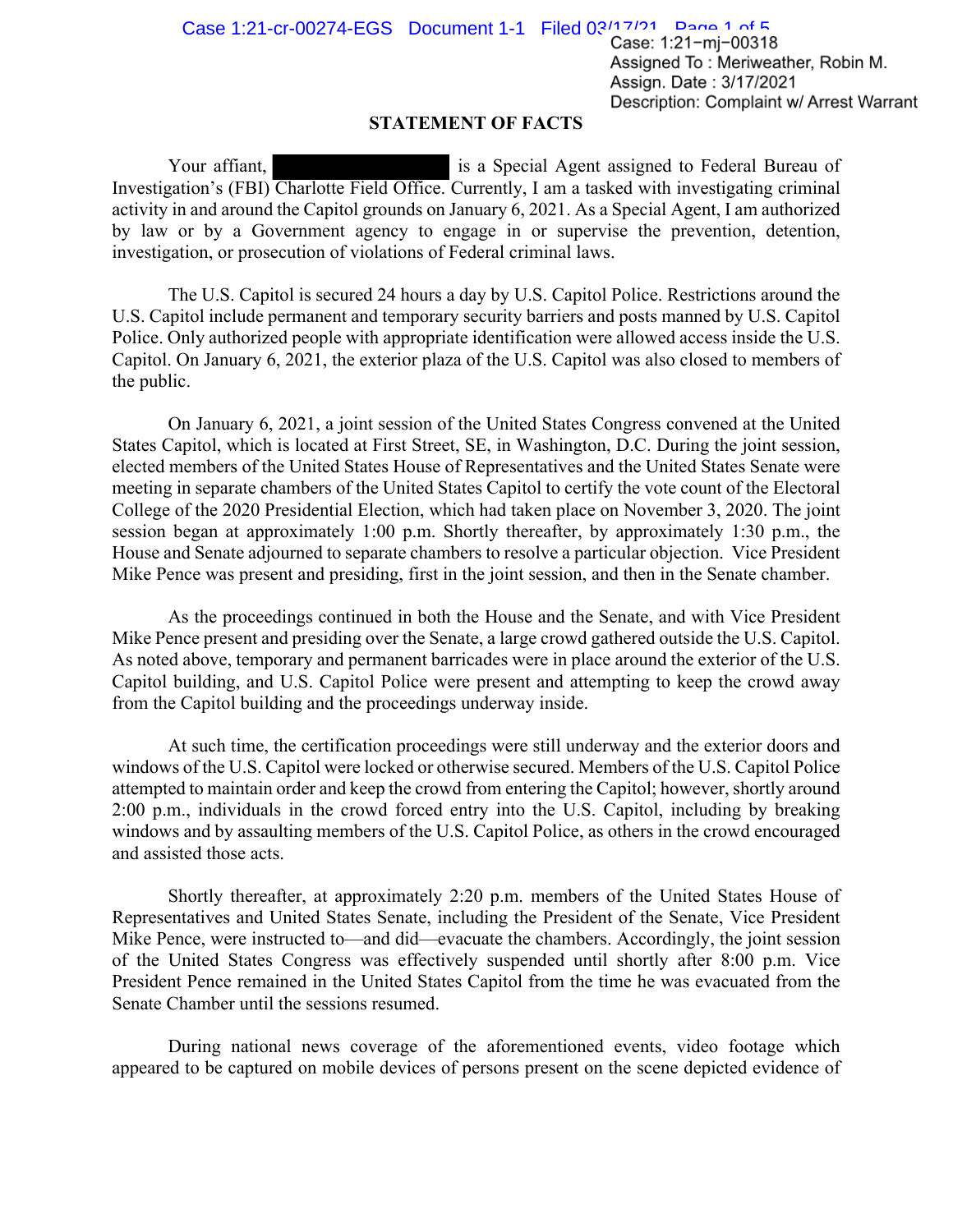## STATEMENT OF FACTS

Your affiant, ██████████ is a Special Agent assigned to Federal Bureau of Investigation's (FBI) Charlotte Field Office. Currently, I am a tasked with investigating criminal activity in and around the Capitol grounds on January 6, 2021. As a Special Agent, I am authorized by law or by a Government agency to engage in or supervise the prevention, detention, investigation, or prosecution of violations of Federal criminal laws.

The U.S. Capitol is secured 24 hours a day by U.S. Capitol Police. Restrictions around the U.S. Capitol include permanent and temporary security barriers and posts manned by U.S. Capitol Police. Only authorized people with appropriate identification were allowed access inside the U.S. Capitol. On January 6, 2021, the exterior plaza of the U.S. Capitol was also closed to members of the public.

On January 6, 2021, a joint session of the United States Congress convened at the United States Capitol, which is located at First Street, SE, in Washington, D.C. During the joint session, elected members of the United States House of Representatives and the United States Senate were meeting in separate chambers of the United States Capitol to certify the vote count of the Electoral College of the 2020 Presidential Election, which had taken place on November 3, 2020. The joint session began at approximately 1:00 p.m. Shortly thereafter, by approximately 1:30 p.m., the House and Senate adjourned to separate chambers to resolve a particular objection. Vice President Mike Pence was present and presiding, first in the joint session, and then in the Senate chamber.

As the proceedings continued in both the House and the Senate, and with Vice President Mike Pence present and presiding over the Senate, a large crowd gathered outside the U.S. Capitol. As noted above, temporary and permanent barricades were in place around the exterior of the U.S. Capitol building, and U.S. Capitol Police were present and attempting to keep the crowd away from the Capitol building and the proceedings underway inside.

At such time, the certification proceedings were still underway and the exterior doors and windows of the U.S. Capitol were locked or otherwise secured. Members of the U.S. Capitol Police attempted to maintain order and keep the crowd from entering the Capitol; however, shortly around 2:00 p.m., individuals in the crowd forced entry into the U.S. Capitol, including by breaking windows and by assaulting members of the U.S. Capitol Police, as others in the crowd encouraged and assisted those acts.

Shortly thereafter, at approximately 2:20 p.m. members of the United States House of Representatives and United States Senate, including the President of the Senate, Vice President Mike Pence, were instructed to—and did—evacuate the chambers. Accordingly, the joint session of the United States Congress was effectively suspended until shortly after 8:00 p.m. Vice President Pence remained in the United States Capitol from the time he was evacuated from the Senate Chamber until the sessions resumed.

During national news coverage of the aforementioned events, video footage which appeared to be captured on mobile devices of persons present on the scene depicted evidence of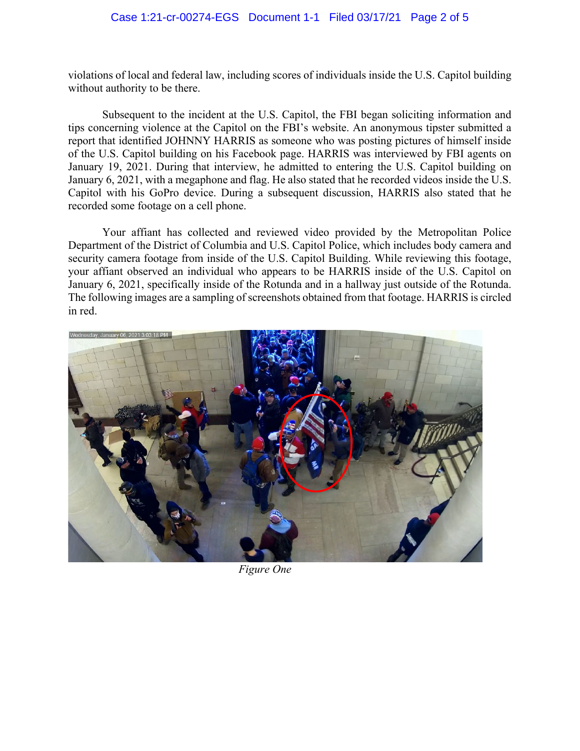violations of local and federal law, including scores of individuals inside the U.S. Capitol building without authority to be there.

Subsequent to the incident at the U.S. Capitol, the FBI began soliciting information and tips concerning violence at the Capitol on the FBI's website. An anonymous tipster submitted a report that identified JOHNNY HARRIS as someone who was posting pictures of himself inside of the U.S. Capitol building on his Facebook page. HARRIS was interviewed by FBI agents on January 19, 2021. During that interview, he admitted to entering the U.S. Capitol building on January 6, 2021, with a megaphone and flag. He also stated that he recorded videos inside the U.S. Capitol with his GoPro device. During a subsequent discussion, HARRIS also stated that he recorded some footage on a cell phone.

Your affiant has collected and reviewed video provided by the Metropolitan Police Department of the District of Columbia and U.S. Capitol Police, which includes body camera and security camera footage from inside of the U.S. Capitol Building. While reviewing this footage, your affiant observed an individual who appears to be HARRIS inside of the U.S. Capitol on January 6, 2021, specifically inside of the Rotunda and in a hallway just outside of the Rotunda. The following images are a sampling of screenshots obtained from that footage. HARRIS is circled in red.

*Figure One*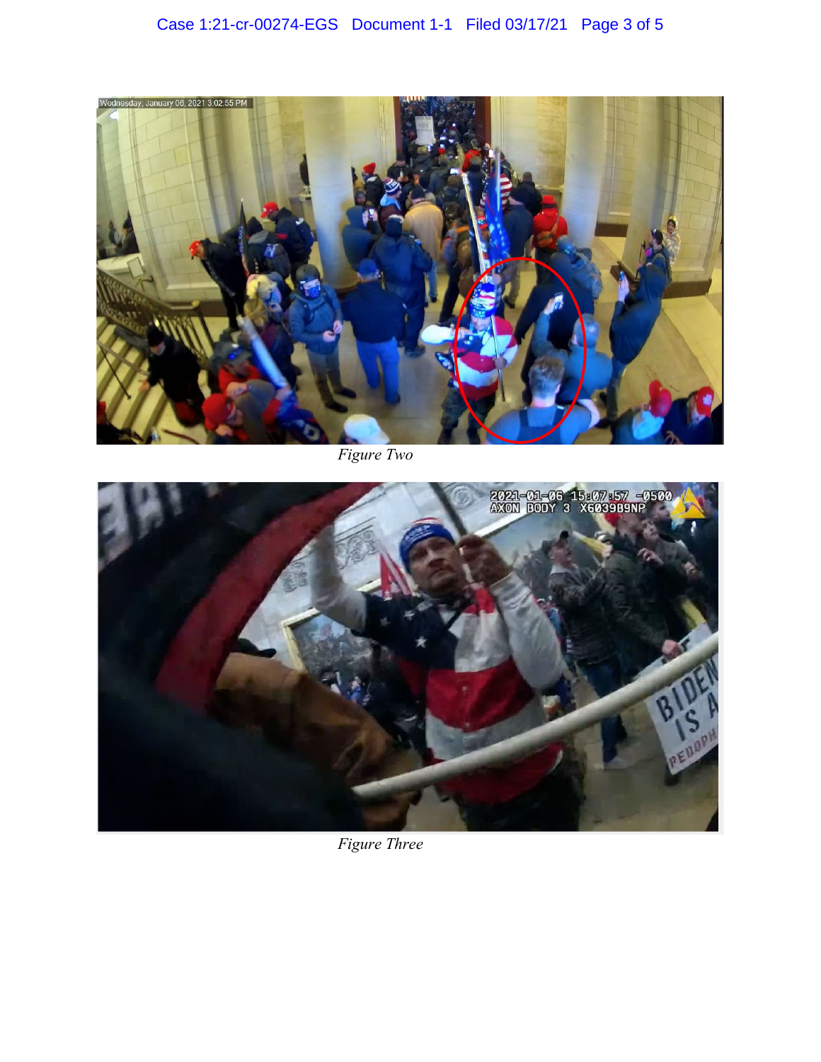Figure Two

Figure Three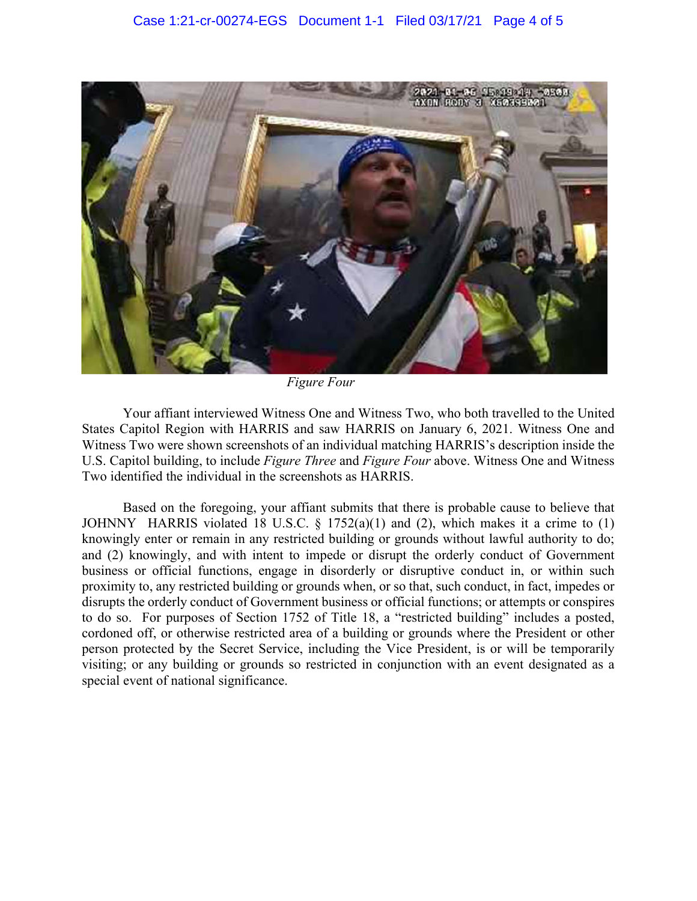*Figure Four*

Your affiant interviewed Witness One and Witness Two, who both travelled to the United States Capitol Region with HARRIS and saw HARRIS on January 6, 2021. Witness One and Witness Two were shown screenshots of an individual matching HARRIS's description inside the U.S. Capitol building, to include *Figure Three* and *Figure Four* above. Witness One and Witness Two identified the individual in the screenshots as HARRIS.

Based on the foregoing, your affiant submits that there is probable cause to believe that JOHNNY HARRIS violated 18 U.S.C. § 1752(a)(1) and (2), which makes it a crime to (1) knowingly enter or remain in any restricted building or grounds without lawful authority to do; and (2) knowingly, and with intent to impede or disrupt the orderly conduct of Government business or official functions, engage in disorderly or disruptive conduct in, or within such proximity to, any restricted building or grounds when, or so that, such conduct, in fact, impedes or disrupts the orderly conduct of Government business or official functions; or attempts or conspires to do so. For purposes of Section 1752 of Title 18, a "restricted building" includes a posted, cordoned off, or otherwise restricted area of a building or grounds where the President or other person protected by the Secret Service, including the Vice President, is or will be temporarily visiting; or any building or grounds so restricted in conjunction with an event designated as a special event of national significance.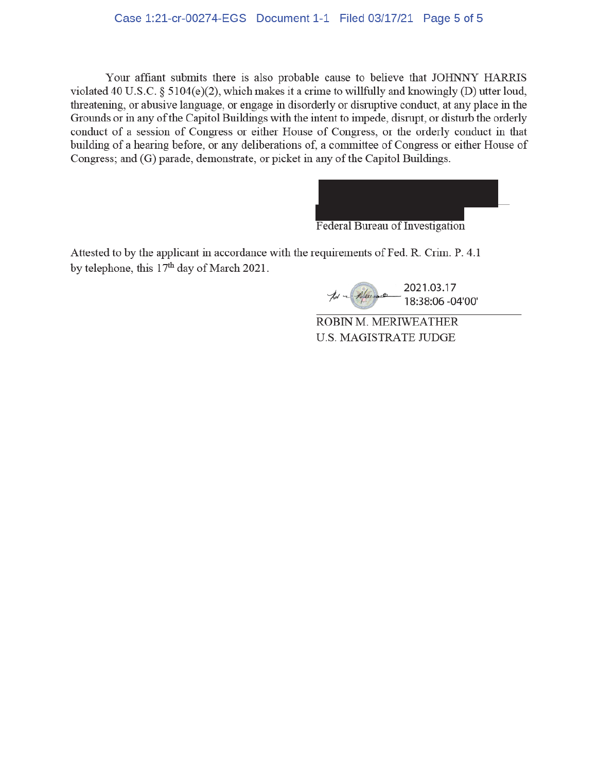Your affiant submits there is also probable cause to believe that JOHNNY HARRIS violated 40 U.S.C. § 5104(e)(2), which makes it a crime to willfully and knowingly (D) utter loud, threatening, or abusive language, or engage in disorderly or disruptive conduct, at any place in the Grounds or in any of the Capitol Buildings with the intent to impede, disrupt, or disturb the orderly conduct of a session of Congress or either House of Congress, or the orderly conduct in that building of a hearing before, or any deliberations of, a committee of Congress or either House of Congress; and (G) parade, demonstrate, or picket in any of the Capitol Buildings.

Federal Bureau of Investigation

Attested to by the applicant in accordance with the requirements of Fed. R. Crim. P. 4.1 by telephone, this 17th day of March 2021.

2021.03.17
18:38:06 -04'00'

ROBIN M. MERIWEATHER
U.S. MAGISTRATE JUDGE